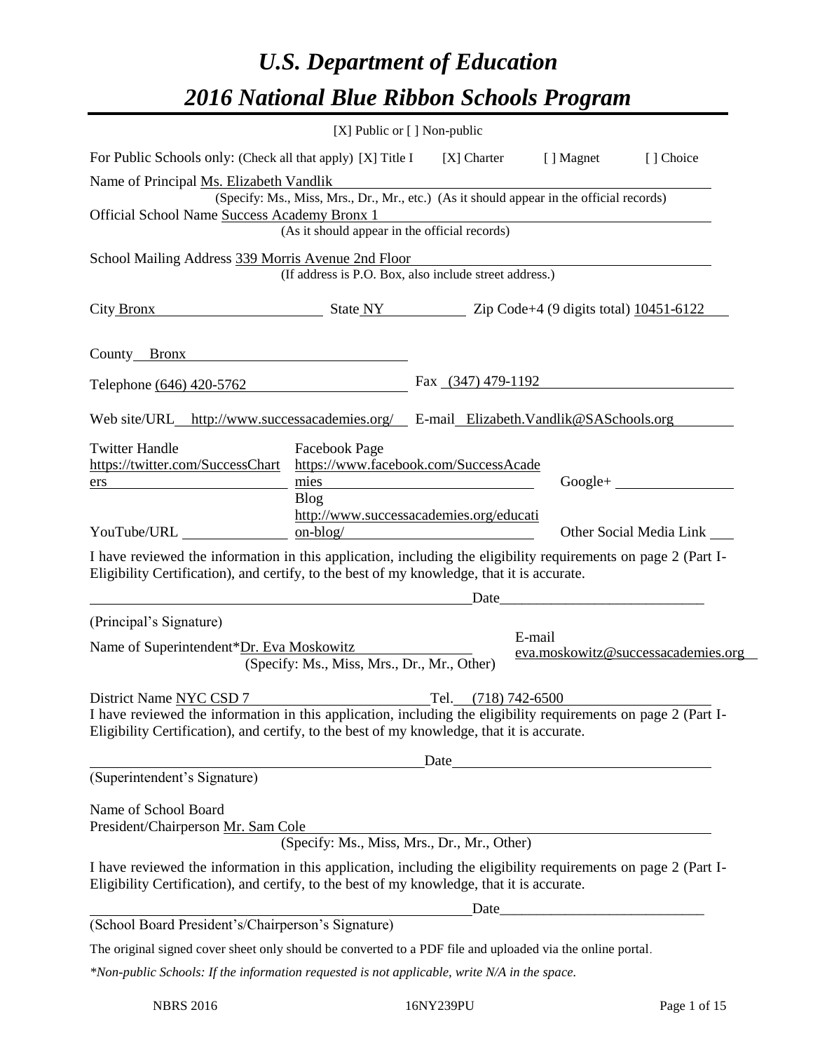# *U.S. Department of Education*

# *2016 National Blue Ribbon Schools Program*

[X] Public or [ ] Non-public

For Public Schools only: (Check all that apply) [X] Title I [X] Charter [ ] Magnet [ ] Choice

Name of Principal Ms. Elizabeth Vandlik
(Specify: Ms., Miss, Mrs., Dr., Mr., etc.) (As it should appear in the official records)

Official School Name Success Academy Bronx 1
(As it should appear in the official records)

School Mailing Address 339 Morris Avenue 2nd Floor
(If address is P.O. Box, also include street address.)

City Bronx State NY Zip Code+4 (9 digits total) 10451-6122

County Bronx

Telephone (646) 420-5762 Fax (347) 479-1192

Web site/URL http://www.successacademies.org/ E-mail Elizabeth.Vandlik@SASchools.org

Twitter Handle https://twitter.com/SuccessCharters
Facebook Page https://www.facebook.com/SuccessAcademies
Google+
YouTube/URL
Blog http://www.successacademies.org/education-blog/
Other Social Media Link

I have reviewed the information in this application, including the eligibility requirements on page 2 (Part I-Eligibility Certification), and certify, to the best of my knowledge, that it is accurate.

_________________________________ Date_________________
(Principal's Signature)

Name of Superintendent*Dr. Eva Moskowitz
(Specify: Ms., Miss, Mrs., Dr., Mr., Other)
E-mail eva.moskowitz@successacademies.org

District Name NYC CSD 7 Tel. (718) 742-6500

I have reviewed the information in this application, including the eligibility requirements on page 2 (Part I-Eligibility Certification), and certify, to the best of my knowledge, that it is accurate.

_________________________________ Date_________________
(Superintendent's Signature)

Name of School Board
President/Chairperson Mr. Sam Cole
(Specify: Ms., Miss, Mrs., Dr., Mr., Other)

I have reviewed the information in this application, including the eligibility requirements on page 2 (Part I-Eligibility Certification), and certify, to the best of my knowledge, that it is accurate.

_________________________________ Date_________________
(School Board President's/Chairperson's Signature)

The original signed cover sheet only should be converted to a PDF file and uploaded via the online portal.

*\*Non-public Schools: If the information requested is not applicable, write N/A in the space.*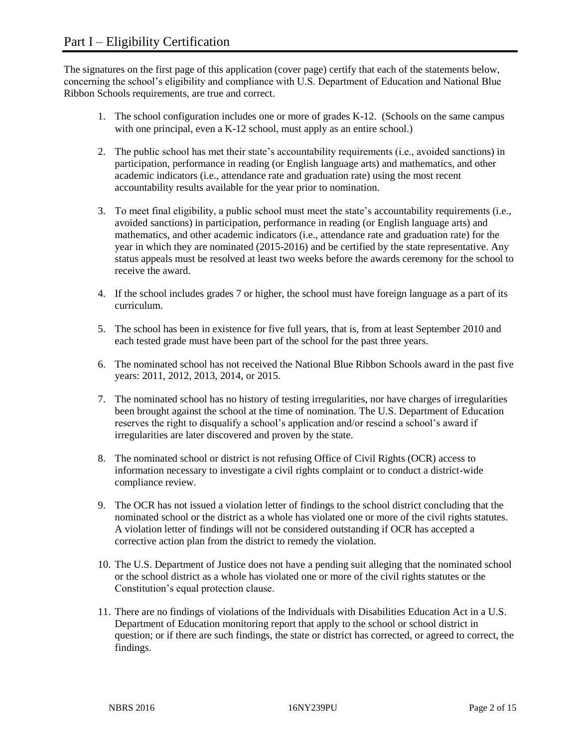# Part I – Eligibility Certification

The signatures on the first page of this application (cover page) certify that each of the statements below, concerning the school's eligibility and compliance with U.S. Department of Education and National Blue Ribbon Schools requirements, are true and correct.

1. The school configuration includes one or more of grades K-12. (Schools on the same campus with one principal, even a K-12 school, must apply as an entire school.)
2. The public school has met their state's accountability requirements (i.e., avoided sanctions) in participation, performance in reading (or English language arts) and mathematics, and other academic indicators (i.e., attendance rate and graduation rate) using the most recent accountability results available for the year prior to nomination.
3. To meet final eligibility, a public school must meet the state's accountability requirements (i.e., avoided sanctions) in participation, performance in reading (or English language arts) and mathematics, and other academic indicators (i.e., attendance rate and graduation rate) for the year in which they are nominated (2015-2016) and be certified by the state representative. Any status appeals must be resolved at least two weeks before the awards ceremony for the school to receive the award.
4. If the school includes grades 7 or higher, the school must have foreign language as a part of its curriculum.
5. The school has been in existence for five full years, that is, from at least September 2010 and each tested grade must have been part of the school for the past three years.
6. The nominated school has not received the National Blue Ribbon Schools award in the past five years: 2011, 2012, 2013, 2014, or 2015.
7. The nominated school has no history of testing irregularities, nor have charges of irregularities been brought against the school at the time of nomination. The U.S. Department of Education reserves the right to disqualify a school's application and/or rescind a school's award if irregularities are later discovered and proven by the state.
8. The nominated school or district is not refusing Office of Civil Rights (OCR) access to information necessary to investigate a civil rights complaint or to conduct a district-wide compliance review.
9. The OCR has not issued a violation letter of findings to the school district concluding that the nominated school or the district as a whole has violated one or more of the civil rights statutes. A violation letter of findings will not be considered outstanding if OCR has accepted a corrective action plan from the district to remedy the violation.
10. The U.S. Department of Justice does not have a pending suit alleging that the nominated school or the school district as a whole has violated one or more of the civil rights statutes or the Constitution's equal protection clause.
11. There are no findings of violations of the Individuals with Disabilities Education Act in a U.S. Department of Education monitoring report that apply to the school or school district in question; or if there are such findings, the state or district has corrected, or agreed to correct, the findings.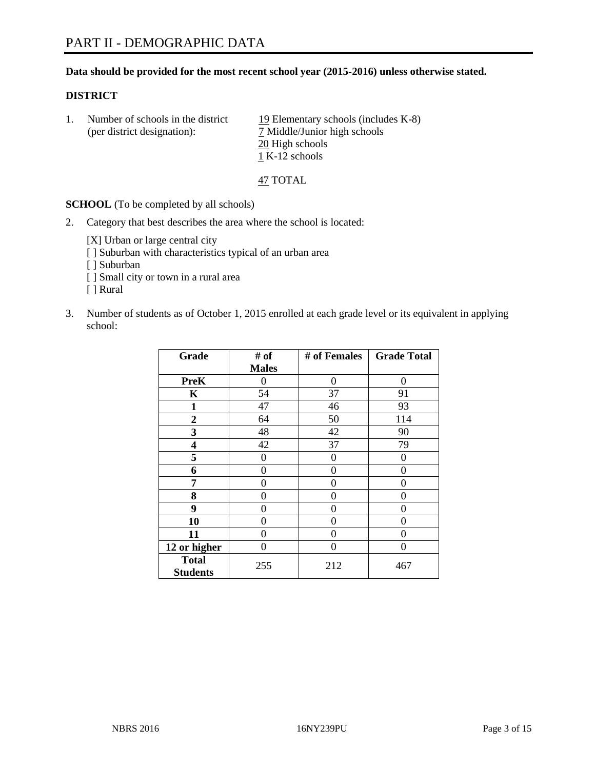# PART II - DEMOGRAPHIC DATA

**Data should be provided for the most recent school year (2015-2016) unless otherwise stated.**

## DISTRICT

1. Number of schools in the district (per district designation):
   19 Elementary schools (includes K-8)
   7 Middle/Junior high schools
   20 High schools
   1 K-12 schools

   47 TOTAL

**SCHOOL** (To be completed by all schools)

2. Category that best describes the area where the school is located:

   [X] Urban or large central city
   [ ] Suburban with characteristics typical of an urban area
   [ ] Suburban
   [ ] Small city or town in a rural area
   [ ] Rural

3. Number of students as of October 1, 2015 enrolled at each grade level or its equivalent in applying school:

| Grade | # of Males | # of Females | Grade Total |
|---|---|---|---|
| **PreK** | 0 | 0 | 0 |
| **K** | 54 | 37 | 91 |
| **1** | 47 | 46 | 93 |
| **2** | 64 | 50 | 114 |
| **3** | 48 | 42 | 90 |
| **4** | 42 | 37 | 79 |
| **5** | 0 | 0 | 0 |
| **6** | 0 | 0 | 0 |
| **7** | 0 | 0 | 0 |
| **8** | 0 | 0 | 0 |
| **9** | 0 | 0 | 0 |
| **10** | 0 | 0 | 0 |
| **11** | 0 | 0 | 0 |
| **12 or higher** | 0 | 0 | 0 |
| **Total Students** | 255 | 212 | 467 |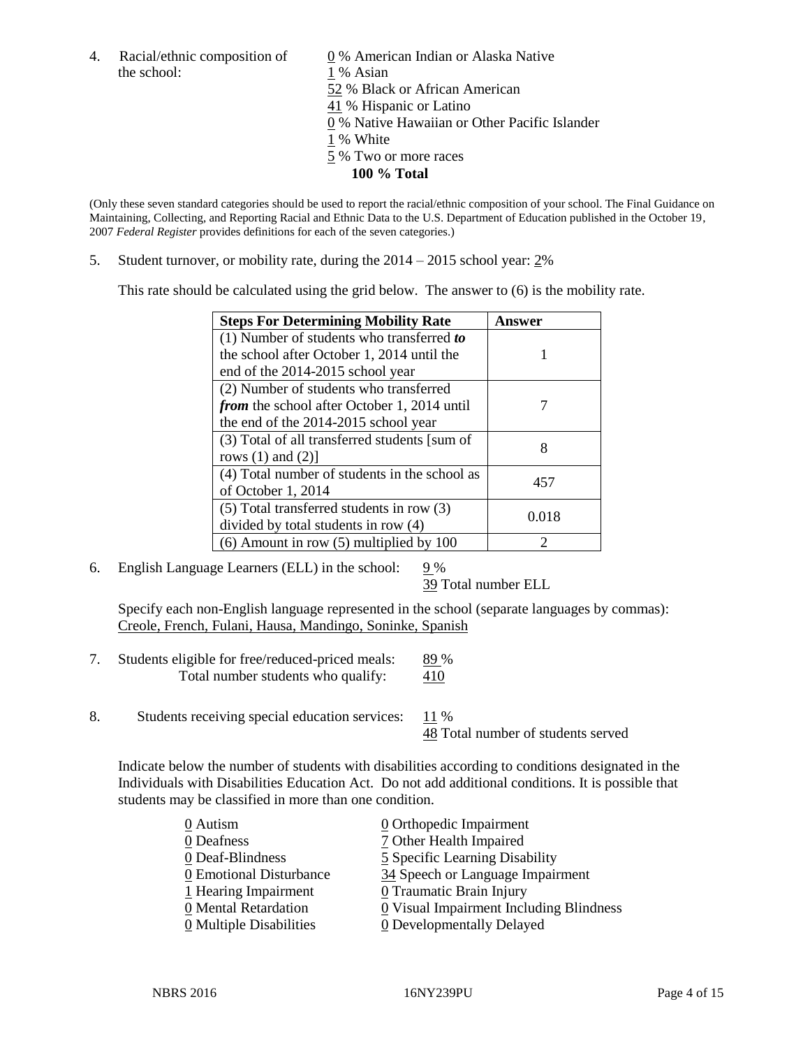4. Racial/ethnic composition of the school:

0 % American Indian or Alaska Native
1 % Asian
52 % Black or African American
41 % Hispanic or Latino
0 % Native Hawaiian or Other Pacific Islander
1 % White
5 % Two or more races
**100 % Total**

(Only these seven standard categories should be used to report the racial/ethnic composition of your school. The Final Guidance on Maintaining, Collecting, and Reporting Racial and Ethnic Data to the U.S. Department of Education published in the October 19, 2007 *Federal Register* provides definitions for each of the seven categories.)

5. Student turnover, or mobility rate, during the 2014 – 2015 school year: 2%

This rate should be calculated using the grid below. The answer to (6) is the mobility rate.

| Steps For Determining Mobility Rate | Answer |
|---|---|
| (1) Number of students who transferred ***to*** the school after October 1, 2014 until the end of the 2014-2015 school year | 1 |
| (2) Number of students who transferred ***from*** the school after October 1, 2014 until the end of the 2014-2015 school year | 7 |
| (3) Total of all transferred students [sum of rows (1) and (2)] | 8 |
| (4) Total number of students in the school as of October 1, 2014 | 457 |
| (5) Total transferred students in row (3) divided by total students in row (4) | 0.018 |
| (6) Amount in row (5) multiplied by 100 | 2 |

6. English Language Learners (ELL) in the school: 9 %
39 Total number ELL

Specify each non-English language represented in the school (separate languages by commas): Creole, French, Fulani, Hausa, Mandingo, Soninke, Spanish

7. Students eligible for free/reduced-priced meals: 89 %
Total number students who qualify: 410

8. Students receiving special education services: 11 %
48 Total number of students served

Indicate below the number of students with disabilities according to conditions designated in the Individuals with Disabilities Education Act. Do not add additional conditions. It is possible that students may be classified in more than one condition.

0 Autism
0 Deafness
0 Deaf-Blindness
0 Emotional Disturbance
1 Hearing Impairment
0 Mental Retardation
0 Multiple Disabilities
0 Orthopedic Impairment
7 Other Health Impaired
5 Specific Learning Disability
34 Speech or Language Impairment
0 Traumatic Brain Injury
0 Visual Impairment Including Blindness
0 Developmentally Delayed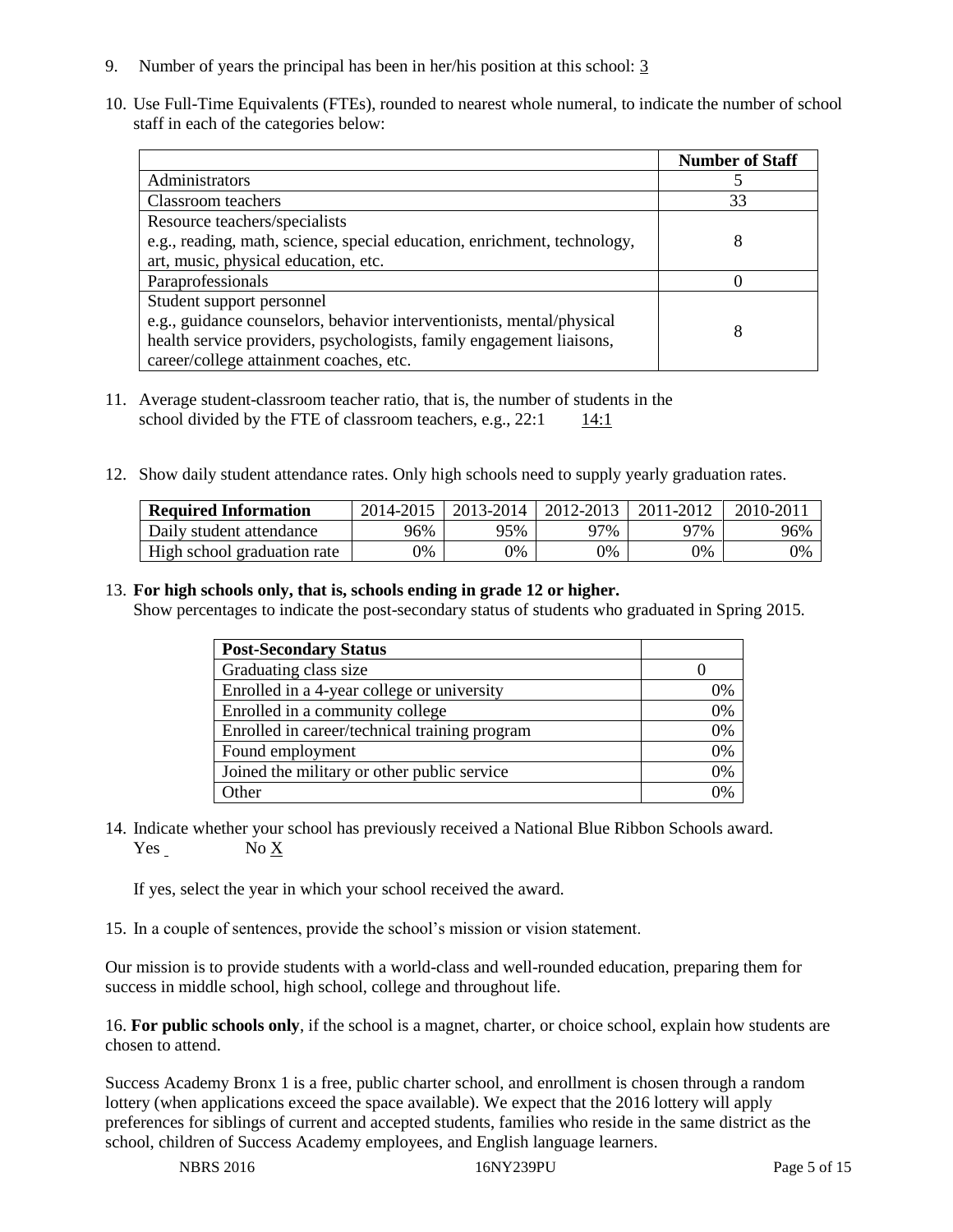9. Number of years the principal has been in her/his position at this school: 3

10. Use Full-Time Equivalents (FTEs), rounded to nearest whole numeral, to indicate the number of school staff in each of the categories below:

| | Number of Staff |
|---|---|
| Administrators | 5 |
| Classroom teachers | 33 |
| Resource teachers/specialists<br>e.g., reading, math, science, special education, enrichment, technology, art, music, physical education, etc. | 8 |
| Paraprofessionals | 0 |
| Student support personnel<br>e.g., guidance counselors, behavior interventionists, mental/physical health service providers, psychologists, family engagement liaisons, career/college attainment coaches, etc. | 8 |

11. Average student-classroom teacher ratio, that is, the number of students in the school divided by the FTE of classroom teachers, e.g., 22:1 14:1

12. Show daily student attendance rates. Only high schools need to supply yearly graduation rates.

| Required Information | 2014-2015 | 2013-2014 | 2012-2013 | 2011-2012 | 2010-2011 |
|---|---|---|---|---|---|
| Daily student attendance | 96% | 95% | 97% | 97% | 96% |
| High school graduation rate | 0% | 0% | 0% | 0% | 0% |

13. **For high schools only, that is, schools ending in grade 12 or higher.**
Show percentages to indicate the post-secondary status of students who graduated in Spring 2015.

| Post-Secondary Status | |
|---|---|
| Graduating class size | 0 |
| Enrolled in a 4-year college or university | 0% |
| Enrolled in a community college | 0% |
| Enrolled in career/technical training program | 0% |
| Found employment | 0% |
| Joined the military or other public service | 0% |
| Other | 0% |

14. Indicate whether your school has previously received a National Blue Ribbon Schools award.
Yes No X

If yes, select the year in which your school received the award.

15. In a couple of sentences, provide the school's mission or vision statement.

Our mission is to provide students with a world-class and well-rounded education, preparing them for success in middle school, high school, college and throughout life.

16. **For public schools only**, if the school is a magnet, charter, or choice school, explain how students are chosen to attend.

Success Academy Bronx 1 is a free, public charter school, and enrollment is chosen through a random lottery (when applications exceed the space available). We expect that the 2016 lottery will apply preferences for siblings of current and accepted students, families who reside in the same district as the school, children of Success Academy employees, and English language learners.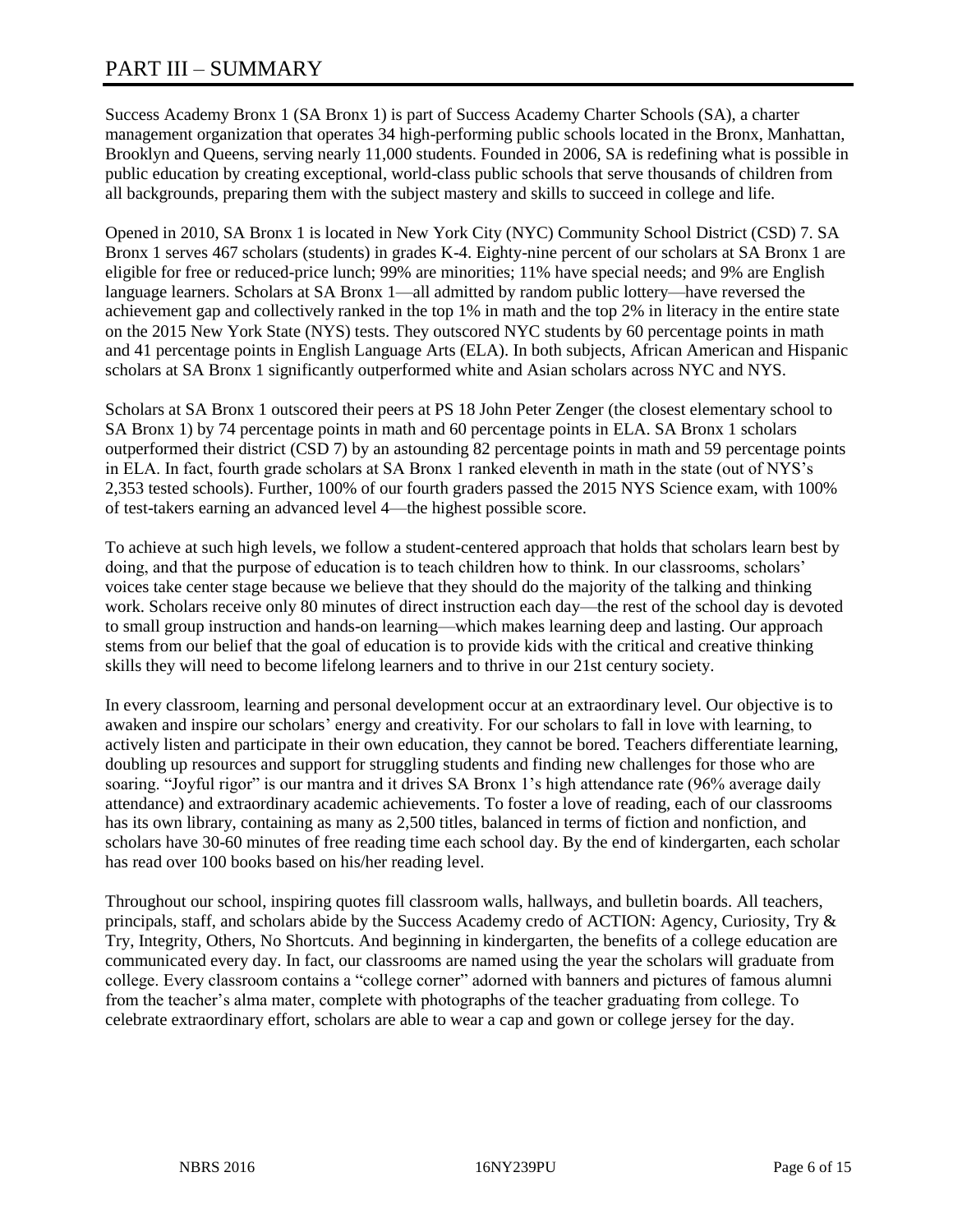# PART III – SUMMARY

Success Academy Bronx 1 (SA Bronx 1) is part of Success Academy Charter Schools (SA), a charter management organization that operates 34 high-performing public schools located in the Bronx, Manhattan, Brooklyn and Queens, serving nearly 11,000 students. Founded in 2006, SA is redefining what is possible in public education by creating exceptional, world-class public schools that serve thousands of children from all backgrounds, preparing them with the subject mastery and skills to succeed in college and life.

Opened in 2010, SA Bronx 1 is located in New York City (NYC) Community School District (CSD) 7. SA Bronx 1 serves 467 scholars (students) in grades K-4. Eighty-nine percent of our scholars at SA Bronx 1 are eligible for free or reduced-price lunch; 99% are minorities; 11% have special needs; and 9% are English language learners. Scholars at SA Bronx 1—all admitted by random public lottery—have reversed the achievement gap and collectively ranked in the top 1% in math and the top 2% in literacy in the entire state on the 2015 New York State (NYS) tests. They outscored NYC students by 60 percentage points in math and 41 percentage points in English Language Arts (ELA). In both subjects, African American and Hispanic scholars at SA Bronx 1 significantly outperformed white and Asian scholars across NYC and NYS.

Scholars at SA Bronx 1 outscored their peers at PS 18 John Peter Zenger (the closest elementary school to SA Bronx 1) by 74 percentage points in math and 60 percentage points in ELA. SA Bronx 1 scholars outperformed their district (CSD 7) by an astounding 82 percentage points in math and 59 percentage points in ELA. In fact, fourth grade scholars at SA Bronx 1 ranked eleventh in math in the state (out of NYS's 2,353 tested schools). Further, 100% of our fourth graders passed the 2015 NYS Science exam, with 100% of test-takers earning an advanced level 4—the highest possible score.

To achieve at such high levels, we follow a student-centered approach that holds that scholars learn best by doing, and that the purpose of education is to teach children how to think. In our classrooms, scholars' voices take center stage because we believe that they should do the majority of the talking and thinking work. Scholars receive only 80 minutes of direct instruction each day—the rest of the school day is devoted to small group instruction and hands-on learning—which makes learning deep and lasting. Our approach stems from our belief that the goal of education is to provide kids with the critical and creative thinking skills they will need to become lifelong learners and to thrive in our 21st century society.

In every classroom, learning and personal development occur at an extraordinary level. Our objective is to awaken and inspire our scholars' energy and creativity. For our scholars to fall in love with learning, to actively listen and participate in their own education, they cannot be bored. Teachers differentiate learning, doubling up resources and support for struggling students and finding new challenges for those who are soaring. "Joyful rigor" is our mantra and it drives SA Bronx 1's high attendance rate (96% average daily attendance) and extraordinary academic achievements. To foster a love of reading, each of our classrooms has its own library, containing as many as 2,500 titles, balanced in terms of fiction and nonfiction, and scholars have 30-60 minutes of free reading time each school day. By the end of kindergarten, each scholar has read over 100 books based on his/her reading level.

Throughout our school, inspiring quotes fill classroom walls, hallways, and bulletin boards. All teachers, principals, staff, and scholars abide by the Success Academy credo of ACTION: Agency, Curiosity, Try & Try, Integrity, Others, No Shortcuts. And beginning in kindergarten, the benefits of a college education are communicated every day. In fact, our classrooms are named using the year the scholars will graduate from college. Every classroom contains a "college corner" adorned with banners and pictures of famous alumni from the teacher's alma mater, complete with photographs of the teacher graduating from college. To celebrate extraordinary effort, scholars are able to wear a cap and gown or college jersey for the day.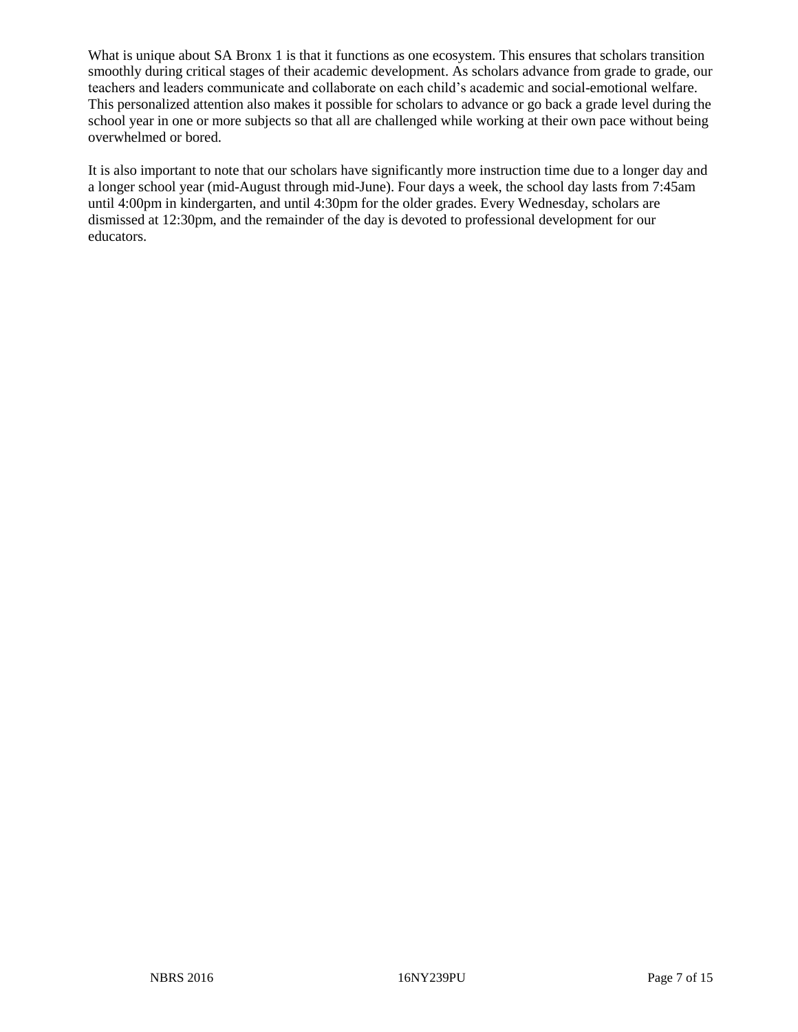What is unique about SA Bronx 1 is that it functions as one ecosystem. This ensures that scholars transition smoothly during critical stages of their academic development. As scholars advance from grade to grade, our teachers and leaders communicate and collaborate on each child's academic and social-emotional welfare. This personalized attention also makes it possible for scholars to advance or go back a grade level during the school year in one or more subjects so that all are challenged while working at their own pace without being overwhelmed or bored.

It is also important to note that our scholars have significantly more instruction time due to a longer day and a longer school year (mid-August through mid-June). Four days a week, the school day lasts from 7:45am until 4:00pm in kindergarten, and until 4:30pm for the older grades. Every Wednesday, scholars are dismissed at 12:30pm, and the remainder of the day is devoted to professional development for our educators.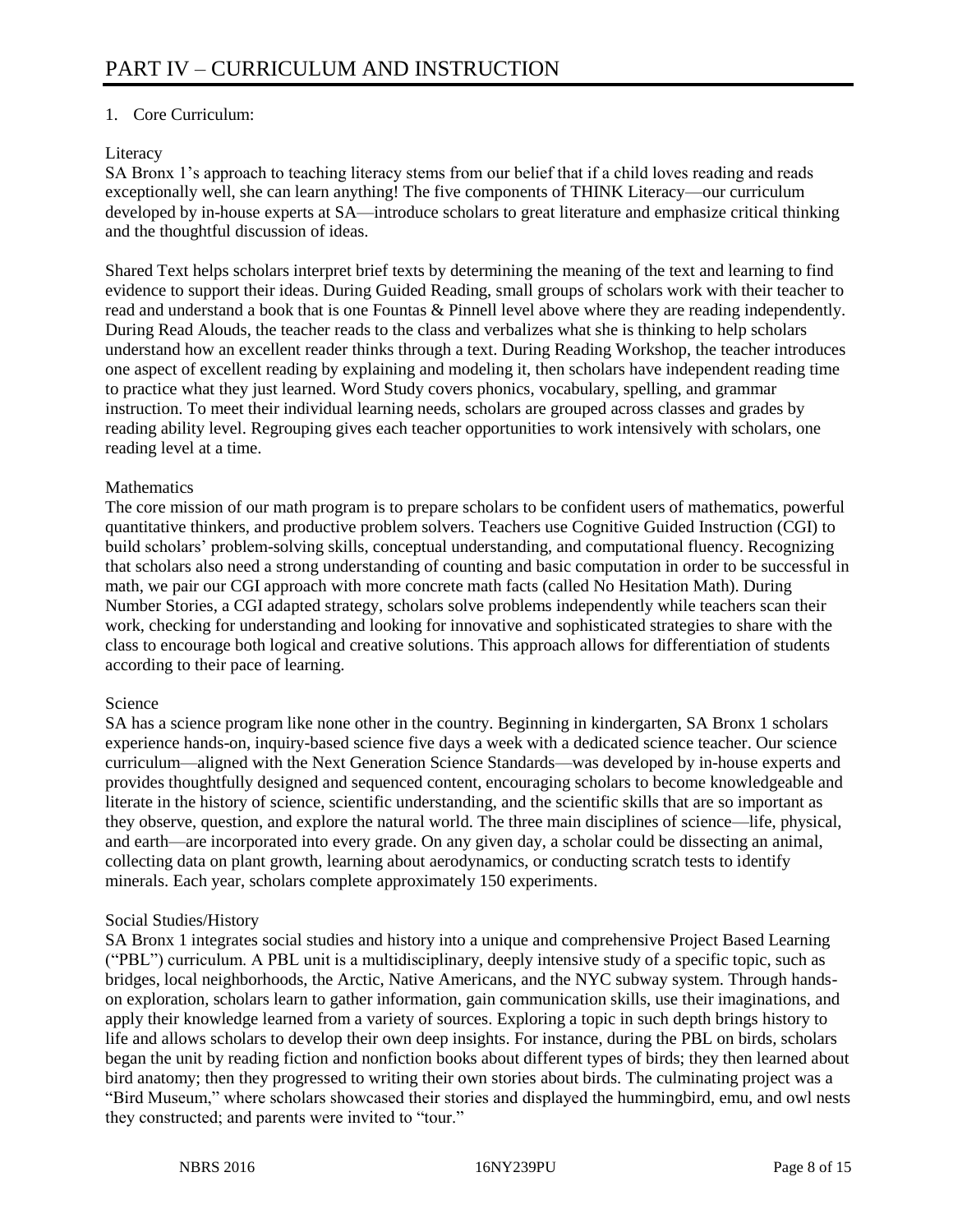# PART IV – CURRICULUM AND INSTRUCTION

1. Core Curriculum:

Literacy

SA Bronx 1's approach to teaching literacy stems from our belief that if a child loves reading and reads exceptionally well, she can learn anything! The five components of THINK Literacy—our curriculum developed by in-house experts at SA—introduce scholars to great literature and emphasize critical thinking and the thoughtful discussion of ideas.

Shared Text helps scholars interpret brief texts by determining the meaning of the text and learning to find evidence to support their ideas. During Guided Reading, small groups of scholars work with their teacher to read and understand a book that is one Fountas & Pinnell level above where they are reading independently. During Read Alouds, the teacher reads to the class and verbalizes what she is thinking to help scholars understand how an excellent reader thinks through a text. During Reading Workshop, the teacher introduces one aspect of excellent reading by explaining and modeling it, then scholars have independent reading time to practice what they just learned. Word Study covers phonics, vocabulary, spelling, and grammar instruction. To meet their individual learning needs, scholars are grouped across classes and grades by reading ability level. Regrouping gives each teacher opportunities to work intensively with scholars, one reading level at a time.

Mathematics

The core mission of our math program is to prepare scholars to be confident users of mathematics, powerful quantitative thinkers, and productive problem solvers. Teachers use Cognitive Guided Instruction (CGI) to build scholars' problem-solving skills, conceptual understanding, and computational fluency. Recognizing that scholars also need a strong understanding of counting and basic computation in order to be successful in math, we pair our CGI approach with more concrete math facts (called No Hesitation Math). During Number Stories, a CGI adapted strategy, scholars solve problems independently while teachers scan their work, checking for understanding and looking for innovative and sophisticated strategies to share with the class to encourage both logical and creative solutions. This approach allows for differentiation of students according to their pace of learning.

Science

SA has a science program like none other in the country. Beginning in kindergarten, SA Bronx 1 scholars experience hands-on, inquiry-based science five days a week with a dedicated science teacher. Our science curriculum—aligned with the Next Generation Science Standards—was developed by in-house experts and provides thoughtfully designed and sequenced content, encouraging scholars to become knowledgeable and literate in the history of science, scientific understanding, and the scientific skills that are so important as they observe, question, and explore the natural world. The three main disciplines of science—life, physical, and earth—are incorporated into every grade. On any given day, a scholar could be dissecting an animal, collecting data on plant growth, learning about aerodynamics, or conducting scratch tests to identify minerals. Each year, scholars complete approximately 150 experiments.

Social Studies/History

SA Bronx 1 integrates social studies and history into a unique and comprehensive Project Based Learning ("PBL") curriculum. A PBL unit is a multidisciplinary, deeply intensive study of a specific topic, such as bridges, local neighborhoods, the Arctic, Native Americans, and the NYC subway system. Through hands-on exploration, scholars learn to gather information, gain communication skills, use their imaginations, and apply their knowledge learned from a variety of sources. Exploring a topic in such depth brings history to life and allows scholars to develop their own deep insights. For instance, during the PBL on birds, scholars began the unit by reading fiction and nonfiction books about different types of birds; they then learned about bird anatomy; then they progressed to writing their own stories about birds. The culminating project was a "Bird Museum," where scholars showcased their stories and displayed the hummingbird, emu, and owl nests they constructed; and parents were invited to "tour."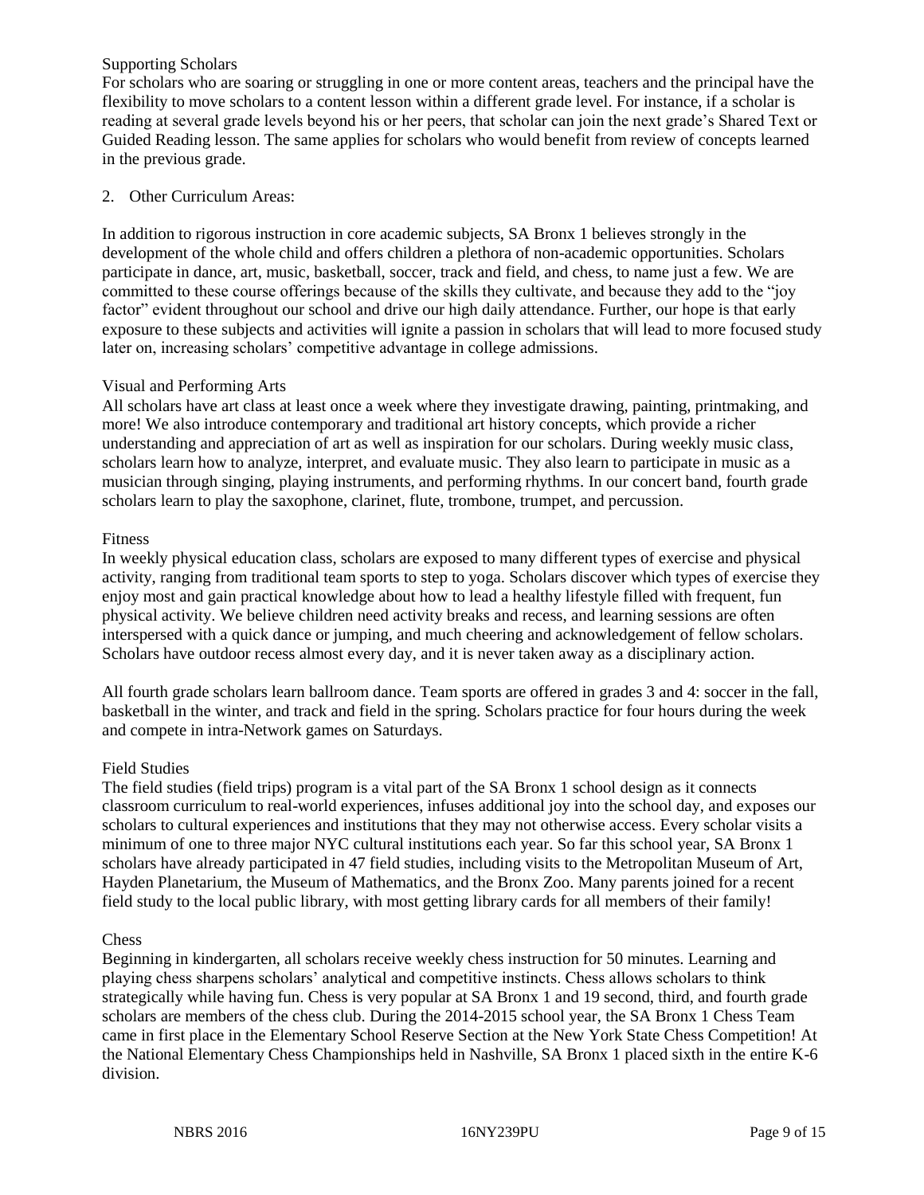### Supporting Scholars

For scholars who are soaring or struggling in one or more content areas, teachers and the principal have the flexibility to move scholars to a content lesson within a different grade level. For instance, if a scholar is reading at several grade levels beyond his or her peers, that scholar can join the next grade's Shared Text or Guided Reading lesson. The same applies for scholars who would benefit from review of concepts learned in the previous grade.

## 2. Other Curriculum Areas:

In addition to rigorous instruction in core academic subjects, SA Bronx 1 believes strongly in the development of the whole child and offers children a plethora of non-academic opportunities. Scholars participate in dance, art, music, basketball, soccer, track and field, and chess, to name just a few. We are committed to these course offerings because of the skills they cultivate, and because they add to the "joy factor" evident throughout our school and drive our high daily attendance. Further, our hope is that early exposure to these subjects and activities will ignite a passion in scholars that will lead to more focused study later on, increasing scholars' competitive advantage in college admissions.

### Visual and Performing Arts

All scholars have art class at least once a week where they investigate drawing, painting, printmaking, and more! We also introduce contemporary and traditional art history concepts, which provide a richer understanding and appreciation of art as well as inspiration for our scholars. During weekly music class, scholars learn how to analyze, interpret, and evaluate music. They also learn to participate in music as a musician through singing, playing instruments, and performing rhythms. In our concert band, fourth grade scholars learn to play the saxophone, clarinet, flute, trombone, trumpet, and percussion.

### Fitness

In weekly physical education class, scholars are exposed to many different types of exercise and physical activity, ranging from traditional team sports to step to yoga. Scholars discover which types of exercise they enjoy most and gain practical knowledge about how to lead a healthy lifestyle filled with frequent, fun physical activity. We believe children need activity breaks and recess, and learning sessions are often interspersed with a quick dance or jumping, and much cheering and acknowledgement of fellow scholars. Scholars have outdoor recess almost every day, and it is never taken away as a disciplinary action.

All fourth grade scholars learn ballroom dance. Team sports are offered in grades 3 and 4: soccer in the fall, basketball in the winter, and track and field in the spring. Scholars practice for four hours during the week and compete in intra-Network games on Saturdays.

### Field Studies

The field studies (field trips) program is a vital part of the SA Bronx 1 school design as it connects classroom curriculum to real-world experiences, infuses additional joy into the school day, and exposes our scholars to cultural experiences and institutions that they may not otherwise access. Every scholar visits a minimum of one to three major NYC cultural institutions each year. So far this school year, SA Bronx 1 scholars have already participated in 47 field studies, including visits to the Metropolitan Museum of Art, Hayden Planetarium, the Museum of Mathematics, and the Bronx Zoo. Many parents joined for a recent field study to the local public library, with most getting library cards for all members of their family!

### Chess

Beginning in kindergarten, all scholars receive weekly chess instruction for 50 minutes. Learning and playing chess sharpens scholars' analytical and competitive instincts. Chess allows scholars to think strategically while having fun. Chess is very popular at SA Bronx 1 and 19 second, third, and fourth grade scholars are members of the chess club. During the 2014-2015 school year, the SA Bronx 1 Chess Team came in first place in the Elementary School Reserve Section at the New York State Chess Competition! At the National Elementary Chess Championships held in Nashville, SA Bronx 1 placed sixth in the entire K-6 division.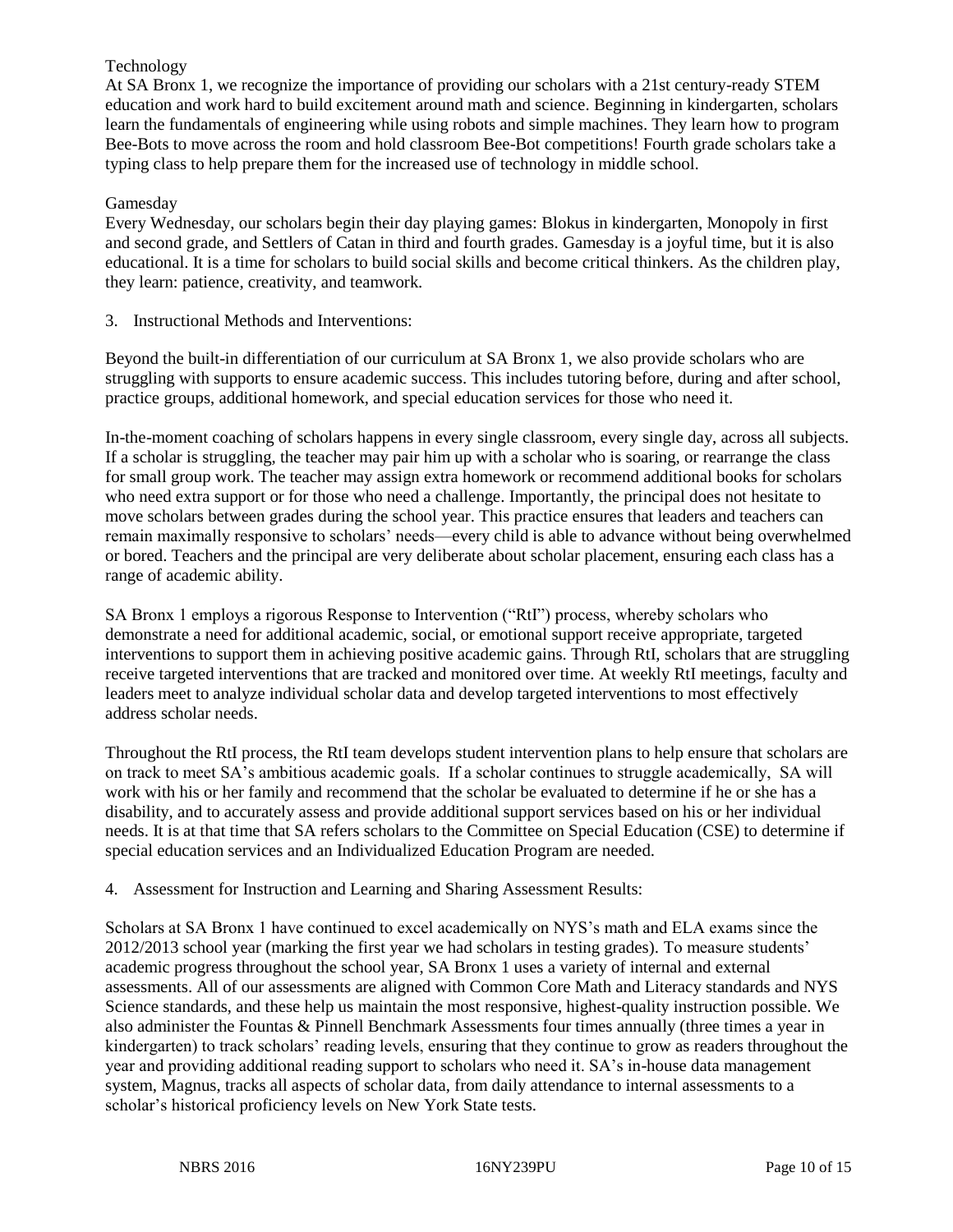Technology

At SA Bronx 1, we recognize the importance of providing our scholars with a 21st century-ready STEM education and work hard to build excitement around math and science. Beginning in kindergarten, scholars learn the fundamentals of engineering while using robots and simple machines. They learn how to program Bee-Bots to move across the room and hold classroom Bee-Bot competitions! Fourth grade scholars take a typing class to help prepare them for the increased use of technology in middle school.

Gamesday

Every Wednesday, our scholars begin their day playing games: Blokus in kindergarten, Monopoly in first and second grade, and Settlers of Catan in third and fourth grades. Gamesday is a joyful time, but it is also educational. It is a time for scholars to build social skills and become critical thinkers. As the children play, they learn: patience, creativity, and teamwork.

3. Instructional Methods and Interventions:

Beyond the built-in differentiation of our curriculum at SA Bronx 1, we also provide scholars who are struggling with supports to ensure academic success. This includes tutoring before, during and after school, practice groups, additional homework, and special education services for those who need it.

In-the-moment coaching of scholars happens in every single classroom, every single day, across all subjects. If a scholar is struggling, the teacher may pair him up with a scholar who is soaring, or rearrange the class for small group work. The teacher may assign extra homework or recommend additional books for scholars who need extra support or for those who need a challenge. Importantly, the principal does not hesitate to move scholars between grades during the school year. This practice ensures that leaders and teachers can remain maximally responsive to scholars' needs—every child is able to advance without being overwhelmed or bored. Teachers and the principal are very deliberate about scholar placement, ensuring each class has a range of academic ability.

SA Bronx 1 employs a rigorous Response to Intervention ("RtI") process, whereby scholars who demonstrate a need for additional academic, social, or emotional support receive appropriate, targeted interventions to support them in achieving positive academic gains. Through RtI, scholars that are struggling receive targeted interventions that are tracked and monitored over time. At weekly RtI meetings, faculty and leaders meet to analyze individual scholar data and develop targeted interventions to most effectively address scholar needs.

Throughout the RtI process, the RtI team develops student intervention plans to help ensure that scholars are on track to meet SA's ambitious academic goals. If a scholar continues to struggle academically, SA will work with his or her family and recommend that the scholar be evaluated to determine if he or she has a disability, and to accurately assess and provide additional support services based on his or her individual needs. It is at that time that SA refers scholars to the Committee on Special Education (CSE) to determine if special education services and an Individualized Education Program are needed.

4. Assessment for Instruction and Learning and Sharing Assessment Results:

Scholars at SA Bronx 1 have continued to excel academically on NYS's math and ELA exams since the 2012/2013 school year (marking the first year we had scholars in testing grades). To measure students' academic progress throughout the school year, SA Bronx 1 uses a variety of internal and external assessments. All of our assessments are aligned with Common Core Math and Literacy standards and NYS Science standards, and these help us maintain the most responsive, highest-quality instruction possible. We also administer the Fountas & Pinnell Benchmark Assessments four times annually (three times a year in kindergarten) to track scholars' reading levels, ensuring that they continue to grow as readers throughout the year and providing additional reading support to scholars who need it. SA's in-house data management system, Magnus, tracks all aspects of scholar data, from daily attendance to internal assessments to a scholar's historical proficiency levels on New York State tests.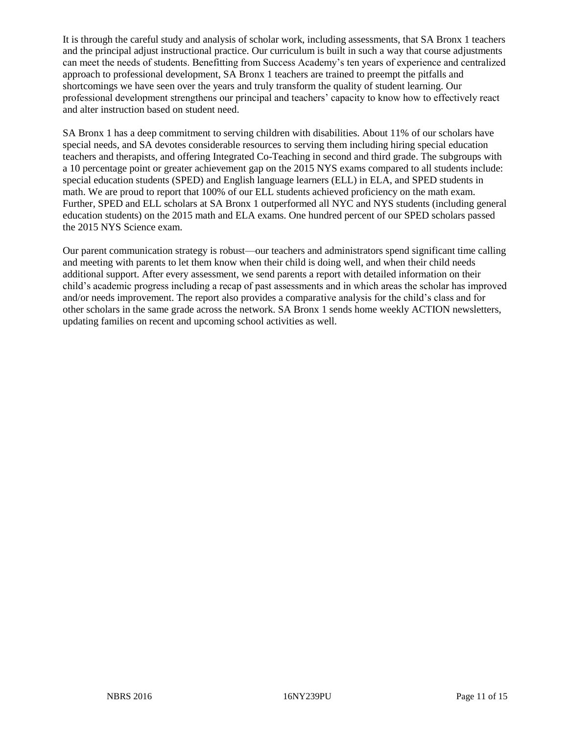It is through the careful study and analysis of scholar work, including assessments, that SA Bronx 1 teachers and the principal adjust instructional practice. Our curriculum is built in such a way that course adjustments can meet the needs of students. Benefitting from Success Academy's ten years of experience and centralized approach to professional development, SA Bronx 1 teachers are trained to preempt the pitfalls and shortcomings we have seen over the years and truly transform the quality of student learning. Our professional development strengthens our principal and teachers' capacity to know how to effectively react and alter instruction based on student need.

SA Bronx 1 has a deep commitment to serving children with disabilities. About 11% of our scholars have special needs, and SA devotes considerable resources to serving them including hiring special education teachers and therapists, and offering Integrated Co-Teaching in second and third grade. The subgroups with a 10 percentage point or greater achievement gap on the 2015 NYS exams compared to all students include: special education students (SPED) and English language learners (ELL) in ELA, and SPED students in math. We are proud to report that 100% of our ELL students achieved proficiency on the math exam. Further, SPED and ELL scholars at SA Bronx 1 outperformed all NYC and NYS students (including general education students) on the 2015 math and ELA exams. One hundred percent of our SPED scholars passed the 2015 NYS Science exam.

Our parent communication strategy is robust—our teachers and administrators spend significant time calling and meeting with parents to let them know when their child is doing well, and when their child needs additional support. After every assessment, we send parents a report with detailed information on their child's academic progress including a recap of past assessments and in which areas the scholar has improved and/or needs improvement. The report also provides a comparative analysis for the child's class and for other scholars in the same grade across the network. SA Bronx 1 sends home weekly ACTION newsletters, updating families on recent and upcoming school activities as well.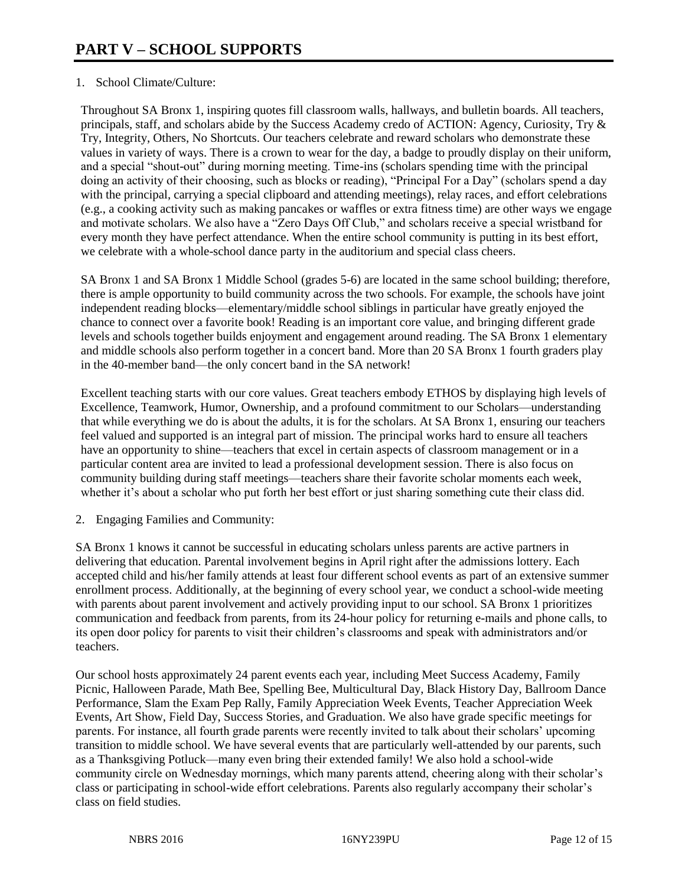# PART V – SCHOOL SUPPORTS

1. School Climate/Culture:

Throughout SA Bronx 1, inspiring quotes fill classroom walls, hallways, and bulletin boards. All teachers, principals, staff, and scholars abide by the Success Academy credo of ACTION: Agency, Curiosity, Try & Try, Integrity, Others, No Shortcuts. Our teachers celebrate and reward scholars who demonstrate these values in variety of ways. There is a crown to wear for the day, a badge to proudly display on their uniform, and a special "shout-out" during morning meeting. Time-ins (scholars spending time with the principal doing an activity of their choosing, such as blocks or reading), "Principal For a Day" (scholars spend a day with the principal, carrying a special clipboard and attending meetings), relay races, and effort celebrations (e.g., a cooking activity such as making pancakes or waffles or extra fitness time) are other ways we engage and motivate scholars. We also have a "Zero Days Off Club," and scholars receive a special wristband for every month they have perfect attendance. When the entire school community is putting in its best effort, we celebrate with a whole-school dance party in the auditorium and special class cheers.

SA Bronx 1 and SA Bronx 1 Middle School (grades 5-6) are located in the same school building; therefore, there is ample opportunity to build community across the two schools. For example, the schools have joint independent reading blocks—elementary/middle school siblings in particular have greatly enjoyed the chance to connect over a favorite book! Reading is an important core value, and bringing different grade levels and schools together builds enjoyment and engagement around reading. The SA Bronx 1 elementary and middle schools also perform together in a concert band. More than 20 SA Bronx 1 fourth graders play in the 40-member band—the only concert band in the SA network!

Excellent teaching starts with our core values. Great teachers embody ETHOS by displaying high levels of Excellence, Teamwork, Humor, Ownership, and a profound commitment to our Scholars—understanding that while everything we do is about the adults, it is for the scholars. At SA Bronx 1, ensuring our teachers feel valued and supported is an integral part of mission. The principal works hard to ensure all teachers have an opportunity to shine—teachers that excel in certain aspects of classroom management or in a particular content area are invited to lead a professional development session. There is also focus on community building during staff meetings—teachers share their favorite scholar moments each week, whether it's about a scholar who put forth her best effort or just sharing something cute their class did.

2. Engaging Families and Community:

SA Bronx 1 knows it cannot be successful in educating scholars unless parents are active partners in delivering that education. Parental involvement begins in April right after the admissions lottery. Each accepted child and his/her family attends at least four different school events as part of an extensive summer enrollment process. Additionally, at the beginning of every school year, we conduct a school-wide meeting with parents about parent involvement and actively providing input to our school. SA Bronx 1 prioritizes communication and feedback from parents, from its 24-hour policy for returning e-mails and phone calls, to its open door policy for parents to visit their children's classrooms and speak with administrators and/or teachers.

Our school hosts approximately 24 parent events each year, including Meet Success Academy, Family Picnic, Halloween Parade, Math Bee, Spelling Bee, Multicultural Day, Black History Day, Ballroom Dance Performance, Slam the Exam Pep Rally, Family Appreciation Week Events, Teacher Appreciation Week Events, Art Show, Field Day, Success Stories, and Graduation. We also have grade specific meetings for parents. For instance, all fourth grade parents were recently invited to talk about their scholars' upcoming transition to middle school. We have several events that are particularly well-attended by our parents, such as a Thanksgiving Potluck—many even bring their extended family! We also hold a school-wide community circle on Wednesday mornings, which many parents attend, cheering along with their scholar's class or participating in school-wide effort celebrations. Parents also regularly accompany their scholar's class on field studies.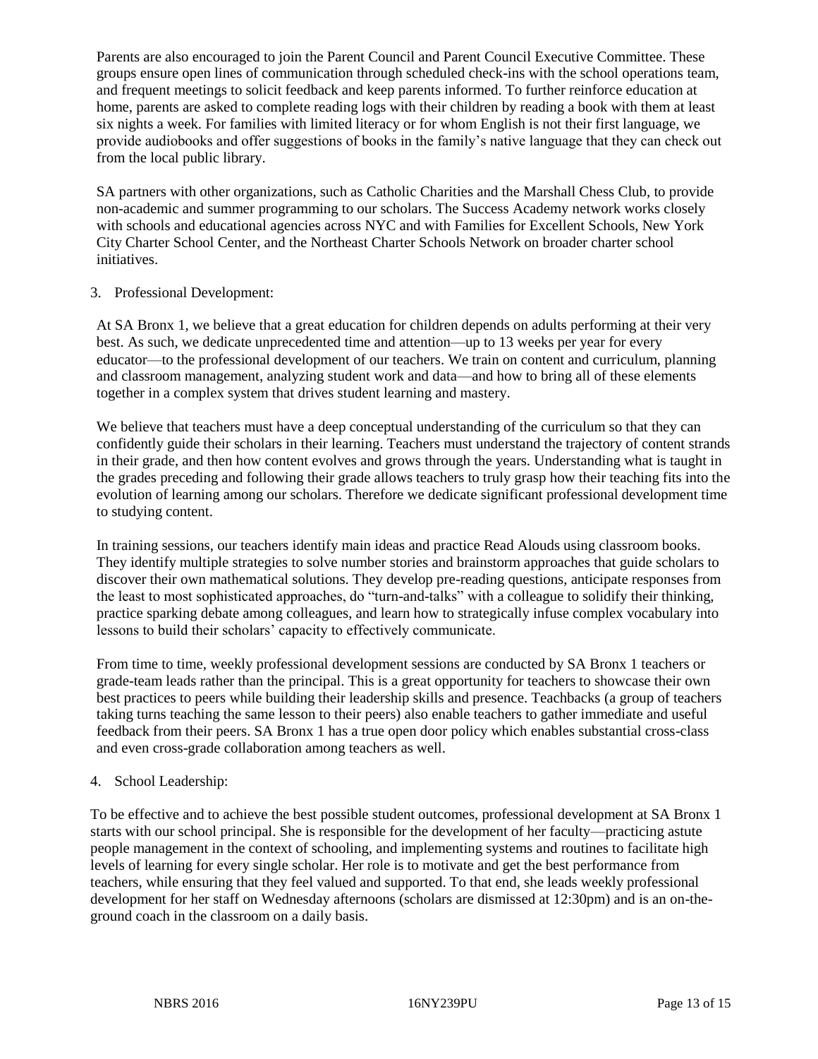Parents are also encouraged to join the Parent Council and Parent Council Executive Committee. These groups ensure open lines of communication through scheduled check-ins with the school operations team, and frequent meetings to solicit feedback and keep parents informed. To further reinforce education at home, parents are asked to complete reading logs with their children by reading a book with them at least six nights a week. For families with limited literacy or for whom English is not their first language, we provide audiobooks and offer suggestions of books in the family's native language that they can check out from the local public library.

SA partners with other organizations, such as Catholic Charities and the Marshall Chess Club, to provide non-academic and summer programming to our scholars. The Success Academy network works closely with schools and educational agencies across NYC and with Families for Excellent Schools, New York City Charter School Center, and the Northeast Charter Schools Network on broader charter school initiatives.

3. Professional Development:

At SA Bronx 1, we believe that a great education for children depends on adults performing at their very best. As such, we dedicate unprecedented time and attention—up to 13 weeks per year for every educator—to the professional development of our teachers. We train on content and curriculum, planning and classroom management, analyzing student work and data—and how to bring all of these elements together in a complex system that drives student learning and mastery.

We believe that teachers must have a deep conceptual understanding of the curriculum so that they can confidently guide their scholars in their learning. Teachers must understand the trajectory of content strands in their grade, and then how content evolves and grows through the years. Understanding what is taught in the grades preceding and following their grade allows teachers to truly grasp how their teaching fits into the evolution of learning among our scholars. Therefore we dedicate significant professional development time to studying content.

In training sessions, our teachers identify main ideas and practice Read Alouds using classroom books. They identify multiple strategies to solve number stories and brainstorm approaches that guide scholars to discover their own mathematical solutions. They develop pre-reading questions, anticipate responses from the least to most sophisticated approaches, do "turn-and-talks" with a colleague to solidify their thinking, practice sparking debate among colleagues, and learn how to strategically infuse complex vocabulary into lessons to build their scholars' capacity to effectively communicate.

From time to time, weekly professional development sessions are conducted by SA Bronx 1 teachers or grade-team leads rather than the principal. This is a great opportunity for teachers to showcase their own best practices to peers while building their leadership skills and presence. Teachbacks (a group of teachers taking turns teaching the same lesson to their peers) also enable teachers to gather immediate and useful feedback from their peers. SA Bronx 1 has a true open door policy which enables substantial cross-class and even cross-grade collaboration among teachers as well.

4. School Leadership:

To be effective and to achieve the best possible student outcomes, professional development at SA Bronx 1 starts with our school principal. She is responsible for the development of her faculty—practicing astute people management in the context of schooling, and implementing systems and routines to facilitate high levels of learning for every single scholar. Her role is to motivate and get the best performance from teachers, while ensuring that they feel valued and supported. To that end, she leads weekly professional development for her staff on Wednesday afternoons (scholars are dismissed at 12:30pm) and is an on-the-ground coach in the classroom on a daily basis.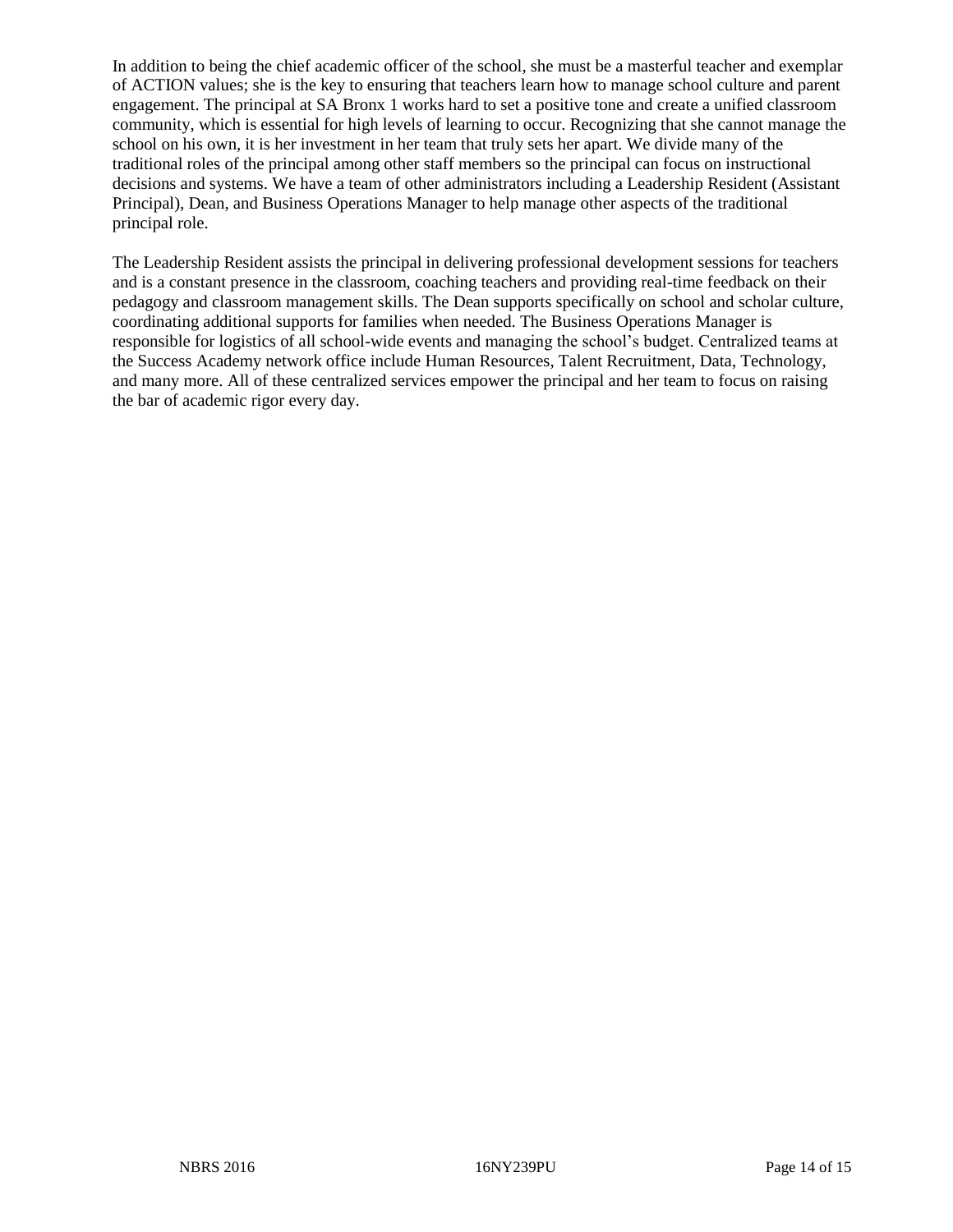In addition to being the chief academic officer of the school, she must be a masterful teacher and exemplar of ACTION values; she is the key to ensuring that teachers learn how to manage school culture and parent engagement. The principal at SA Bronx 1 works hard to set a positive tone and create a unified classroom community, which is essential for high levels of learning to occur. Recognizing that she cannot manage the school on his own, it is her investment in her team that truly sets her apart. We divide many of the traditional roles of the principal among other staff members so the principal can focus on instructional decisions and systems. We have a team of other administrators including a Leadership Resident (Assistant Principal), Dean, and Business Operations Manager to help manage other aspects of the traditional principal role.

The Leadership Resident assists the principal in delivering professional development sessions for teachers and is a constant presence in the classroom, coaching teachers and providing real-time feedback on their pedagogy and classroom management skills. The Dean supports specifically on school and scholar culture, coordinating additional supports for families when needed. The Business Operations Manager is responsible for logistics of all school-wide events and managing the school's budget. Centralized teams at the Success Academy network office include Human Resources, Talent Recruitment, Data, Technology, and many more. All of these centralized services empower the principal and her team to focus on raising the bar of academic rigor every day.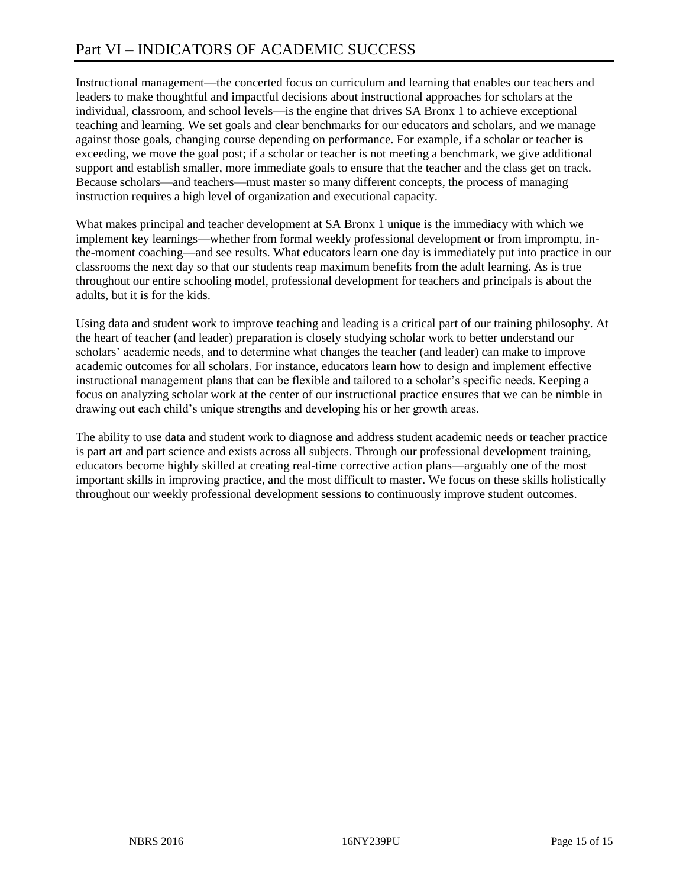# Part VI – INDICATORS OF ACADEMIC SUCCESS

Instructional management—the concerted focus on curriculum and learning that enables our teachers and leaders to make thoughtful and impactful decisions about instructional approaches for scholars at the individual, classroom, and school levels—is the engine that drives SA Bronx 1 to achieve exceptional teaching and learning. We set goals and clear benchmarks for our educators and scholars, and we manage against those goals, changing course depending on performance. For example, if a scholar or teacher is exceeding, we move the goal post; if a scholar or teacher is not meeting a benchmark, we give additional support and establish smaller, more immediate goals to ensure that the teacher and the class get on track. Because scholars—and teachers—must master so many different concepts, the process of managing instruction requires a high level of organization and executional capacity.

What makes principal and teacher development at SA Bronx 1 unique is the immediacy with which we implement key learnings—whether from formal weekly professional development or from impromptu, in-the-moment coaching—and see results. What educators learn one day is immediately put into practice in our classrooms the next day so that our students reap maximum benefits from the adult learning. As is true throughout our entire schooling model, professional development for teachers and principals is about the adults, but it is for the kids.

Using data and student work to improve teaching and leading is a critical part of our training philosophy. At the heart of teacher (and leader) preparation is closely studying scholar work to better understand our scholars' academic needs, and to determine what changes the teacher (and leader) can make to improve academic outcomes for all scholars. For instance, educators learn how to design and implement effective instructional management plans that can be flexible and tailored to a scholar's specific needs. Keeping a focus on analyzing scholar work at the center of our instructional practice ensures that we can be nimble in drawing out each child's unique strengths and developing his or her growth areas.

The ability to use data and student work to diagnose and address student academic needs or teacher practice is part art and part science and exists across all subjects. Through our professional development training, educators become highly skilled at creating real-time corrective action plans—arguably one of the most important skills in improving practice, and the most difficult to master. We focus on these skills holistically throughout our weekly professional development sessions to continuously improve student outcomes.